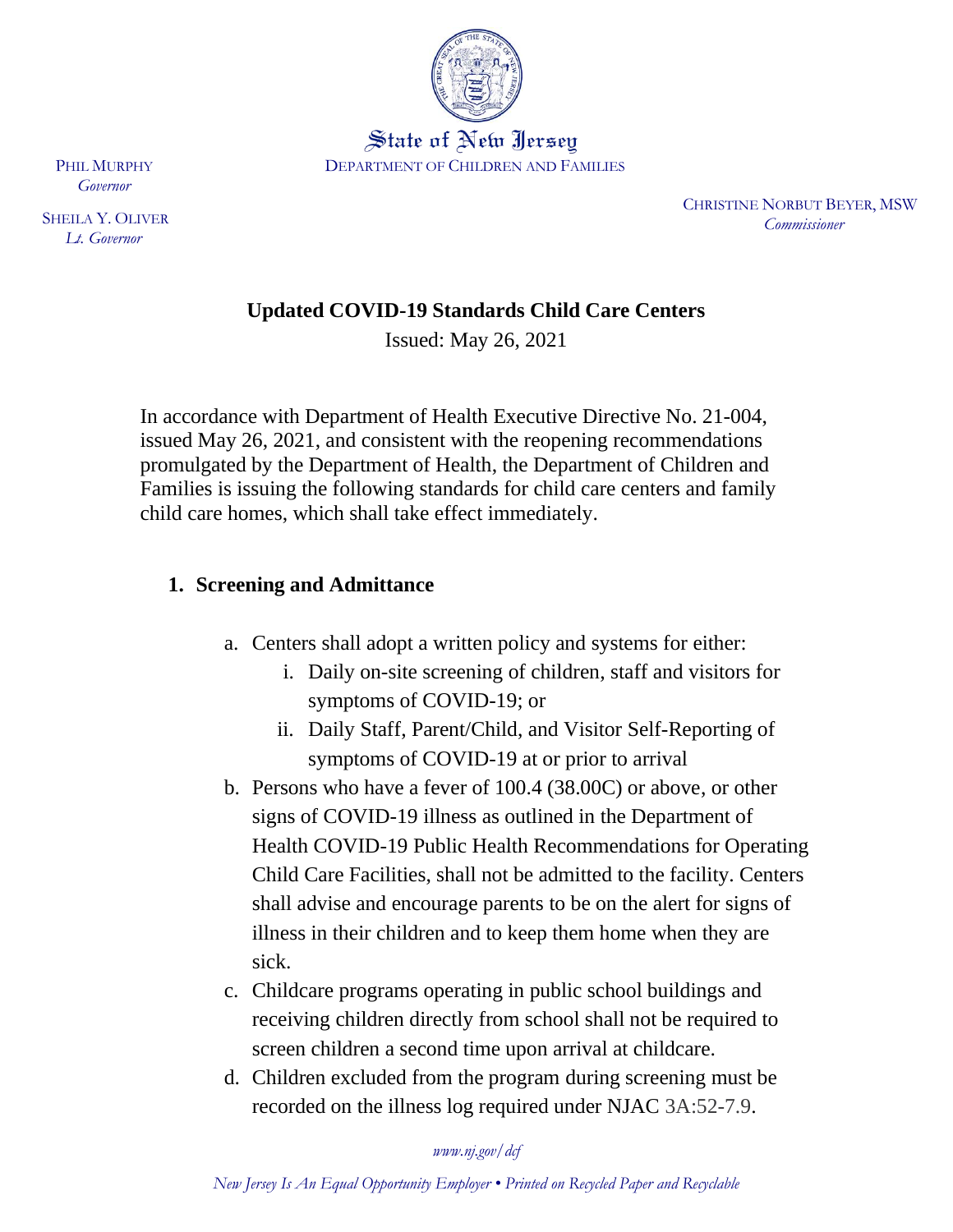State of New Jersey

DEPARTMENT OF CHILDREN AND FAMILIES

PHIL MURPHY
*Governor*

SHEILA Y. OLIVER
*Lt. Governor*

CHRISTINE NORBUT BEYER, MSW
*Commissioner*

# Updated COVID-19 Standards Child Care Centers

Issued: May 26, 2021

In accordance with Department of Health Executive Directive No. 21-004, issued May 26, 2021, and consistent with the reopening recommendations promulgated by the Department of Health, the Department of Children and Families is issuing the following standards for child care centers and family child care homes, which shall take effect immediately.

## 1. Screening and Admittance

a. Centers shall adopt a written policy and systems for either:
   i. Daily on-site screening of children, staff and visitors for symptoms of COVID-19; or
   ii. Daily Staff, Parent/Child, and Visitor Self-Reporting of symptoms of COVID-19 at or prior to arrival

b. Persons who have a fever of 100.4 (38.00C) or above, or other signs of COVID-19 illness as outlined in the Department of Health COVID-19 Public Health Recommendations for Operating Child Care Facilities, shall not be admitted to the facility. Centers shall advise and encourage parents to be on the alert for signs of illness in their children and to keep them home when they are sick.

c. Childcare programs operating in public school buildings and receiving children directly from school shall not be required to screen children a second time upon arrival at childcare.

d. Children excluded from the program during screening must be recorded on the illness log required under NJAC 3A:52-7.9.

*www.nj.gov/dcf*

*New Jersey Is An Equal Opportunity Employer • Printed on Recycled Paper and Recyclable*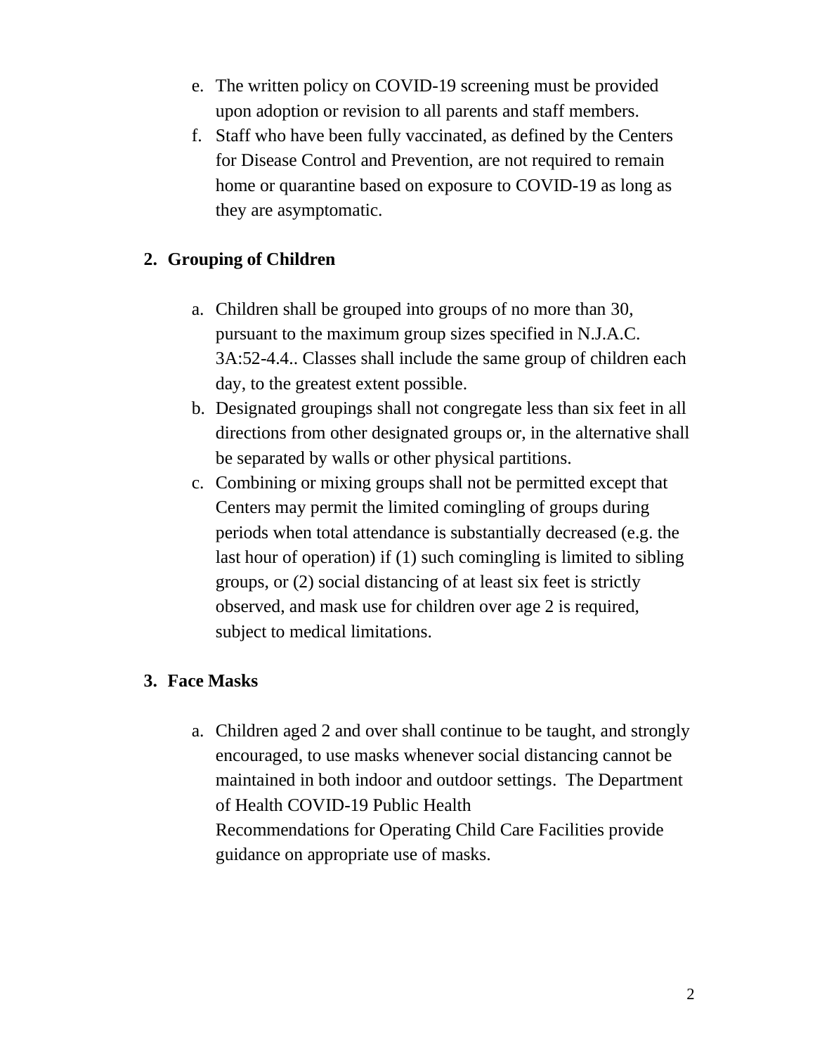e. The written policy on COVID-19 screening must be provided upon adoption or revision to all parents and staff members.
f. Staff who have been fully vaccinated, as defined by the Centers for Disease Control and Prevention, are not required to remain home or quarantine based on exposure to COVID-19 as long as they are asymptomatic.

## 2. Grouping of Children

a. Children shall be grouped into groups of no more than 30, pursuant to the maximum group sizes specified in N.J.A.C. 3A:52-4.4.. Classes shall include the same group of children each day, to the greatest extent possible.
b. Designated groupings shall not congregate less than six feet in all directions from other designated groups or, in the alternative shall be separated by walls or other physical partitions.
c. Combining or mixing groups shall not be permitted except that Centers may permit the limited comingling of groups during periods when total attendance is substantially decreased (e.g. the last hour of operation) if (1) such comingling is limited to sibling groups, or (2) social distancing of at least six feet is strictly observed, and mask use for children over age 2 is required, subject to medical limitations.

## 3. Face Masks

a. Children aged 2 and over shall continue to be taught, and strongly encouraged, to use masks whenever social distancing cannot be maintained in both indoor and outdoor settings. The Department of Health COVID-19 Public Health Recommendations for Operating Child Care Facilities provide guidance on appropriate use of masks.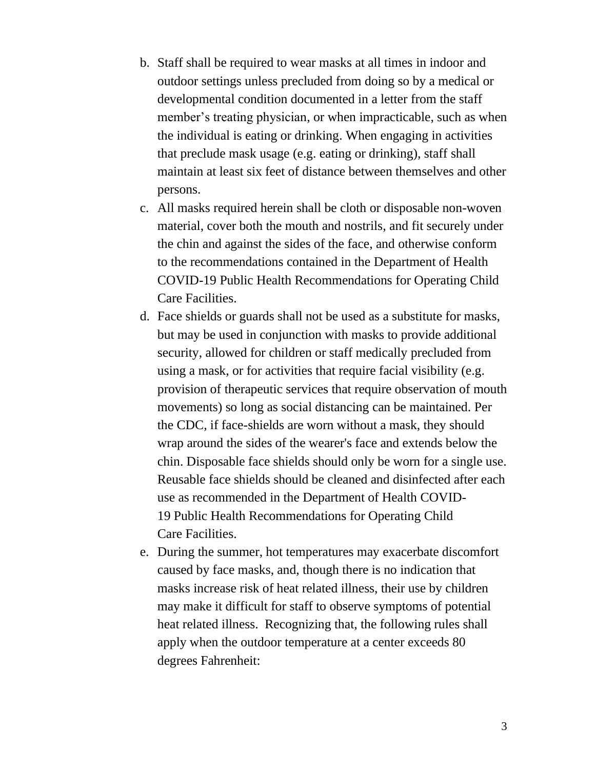b. Staff shall be required to wear masks at all times in indoor and outdoor settings unless precluded from doing so by a medical or developmental condition documented in a letter from the staff member's treating physician, or when impracticable, such as when the individual is eating or drinking. When engaging in activities that preclude mask usage (e.g. eating or drinking), staff shall maintain at least six feet of distance between themselves and other persons.

c. All masks required herein shall be cloth or disposable non-woven material, cover both the mouth and nostrils, and fit securely under the chin and against the sides of the face, and otherwise conform to the recommendations contained in the Department of Health COVID-19 Public Health Recommendations for Operating Child Care Facilities.

d. Face shields or guards shall not be used as a substitute for masks, but may be used in conjunction with masks to provide additional security, allowed for children or staff medically precluded from using a mask, or for activities that require facial visibility (e.g. provision of therapeutic services that require observation of mouth movements) so long as social distancing can be maintained. Per the CDC, if face-shields are worn without a mask, they should wrap around the sides of the wearer's face and extends below the chin. Disposable face shields should only be worn for a single use. Reusable face shields should be cleaned and disinfected after each use as recommended in the Department of Health COVID-19 Public Health Recommendations for Operating Child Care Facilities.

e. During the summer, hot temperatures may exacerbate discomfort caused by face masks, and, though there is no indication that masks increase risk of heat related illness, their use by children may make it difficult for staff to observe symptoms of potential heat related illness. Recognizing that, the following rules shall apply when the outdoor temperature at a center exceeds 80 degrees Fahrenheit: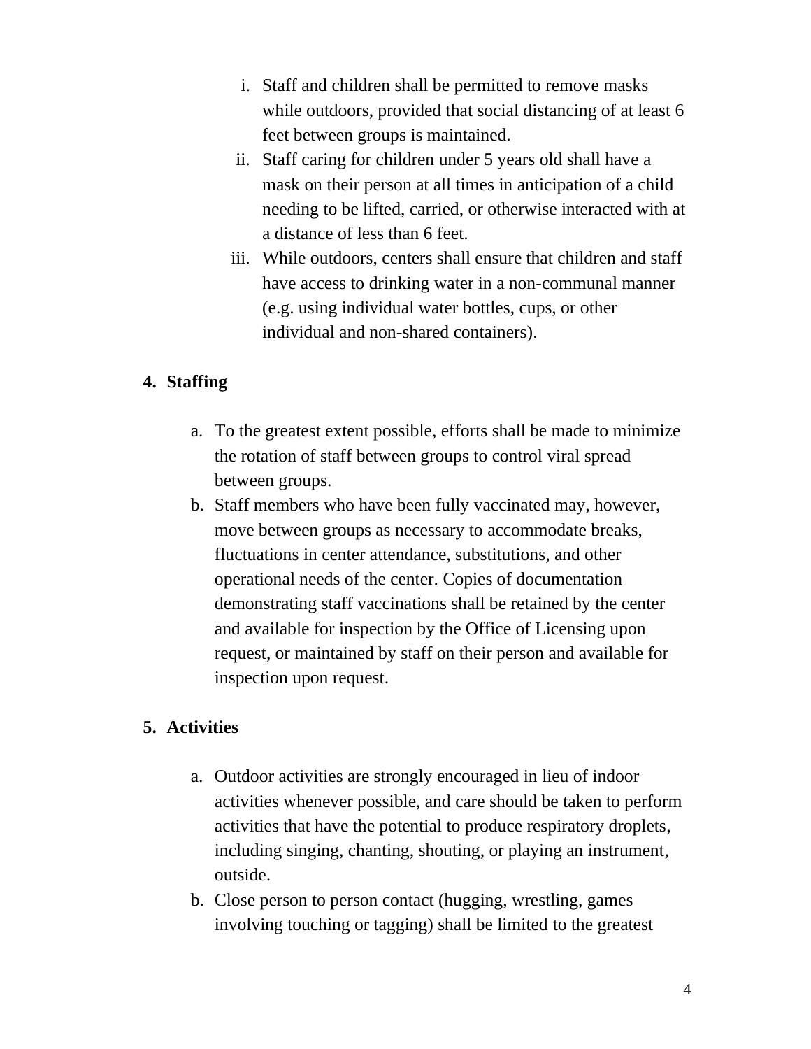i. Staff and children shall be permitted to remove masks while outdoors, provided that social distancing of at least 6 feet between groups is maintained.
ii. Staff caring for children under 5 years old shall have a mask on their person at all times in anticipation of a child needing to be lifted, carried, or otherwise interacted with at a distance of less than 6 feet.
iii. While outdoors, centers shall ensure that children and staff have access to drinking water in a non-communal manner (e.g. using individual water bottles, cups, or other individual and non-shared containers).

**4. Staffing**

a. To the greatest extent possible, efforts shall be made to minimize the rotation of staff between groups to control viral spread between groups.
b. Staff members who have been fully vaccinated may, however, move between groups as necessary to accommodate breaks, fluctuations in center attendance, substitutions, and other operational needs of the center. Copies of documentation demonstrating staff vaccinations shall be retained by the center and available for inspection by the Office of Licensing upon request, or maintained by staff on their person and available for inspection upon request.

**5. Activities**

a. Outdoor activities are strongly encouraged in lieu of indoor activities whenever possible, and care should be taken to perform activities that have the potential to produce respiratory droplets, including singing, chanting, shouting, or playing an instrument, outside.
b. Close person to person contact (hugging, wrestling, games involving touching or tagging) shall be limited to the greatest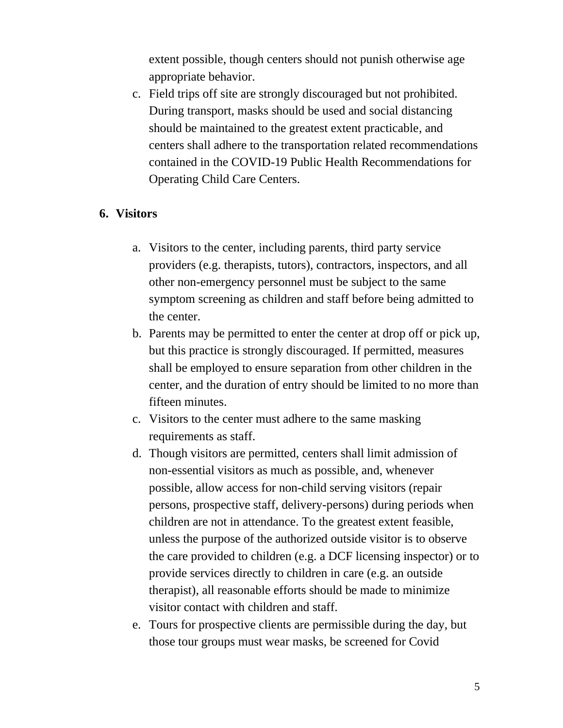extent possible, though centers should not punish otherwise age appropriate behavior.

c. Field trips off site are strongly discouraged but not prohibited. During transport, masks should be used and social distancing should be maintained to the greatest extent practicable, and centers shall adhere to the transportation related recommendations contained in the COVID-19 Public Health Recommendations for Operating Child Care Centers.

**6. Visitors**

a. Visitors to the center, including parents, third party service providers (e.g. therapists, tutors), contractors, inspectors, and all other non-emergency personnel must be subject to the same symptom screening as children and staff before being admitted to the center.

b. Parents may be permitted to enter the center at drop off or pick up, but this practice is strongly discouraged. If permitted, measures shall be employed to ensure separation from other children in the center, and the duration of entry should be limited to no more than fifteen minutes.

c. Visitors to the center must adhere to the same masking requirements as staff.

d. Though visitors are permitted, centers shall limit admission of non-essential visitors as much as possible, and, whenever possible, allow access for non-child serving visitors (repair persons, prospective staff, delivery-persons) during periods when children are not in attendance. To the greatest extent feasible, unless the purpose of the authorized outside visitor is to observe the care provided to children (e.g. a DCF licensing inspector) or to provide services directly to children in care (e.g. an outside therapist), all reasonable efforts should be made to minimize visitor contact with children and staff.

e. Tours for prospective clients are permissible during the day, but those tour groups must wear masks, be screened for Covid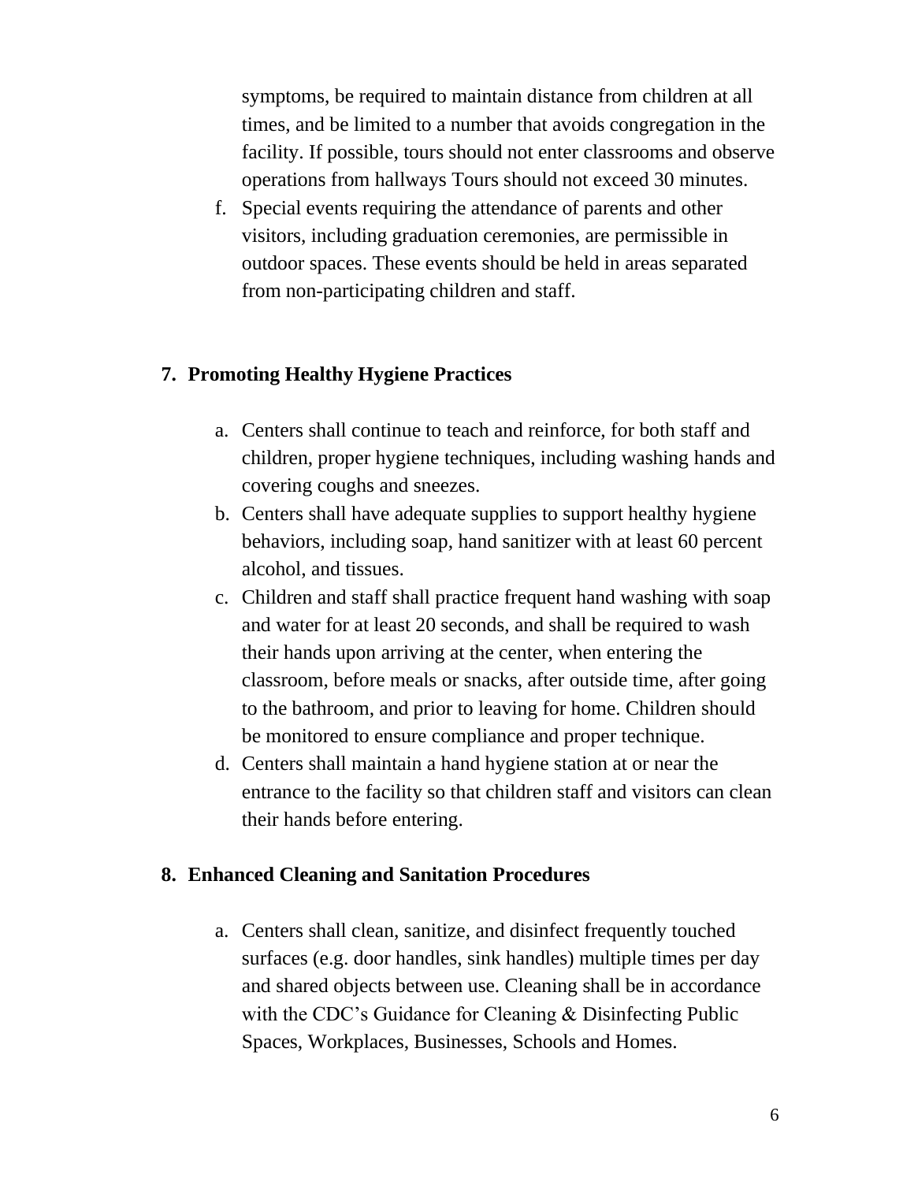symptoms, be required to maintain distance from children at all times, and be limited to a number that avoids congregation in the facility. If possible, tours should not enter classrooms and observe operations from hallways Tours should not exceed 30 minutes.

f. Special events requiring the attendance of parents and other visitors, including graduation ceremonies, are permissible in outdoor spaces. These events should be held in areas separated from non-participating children and staff.

## 7. Promoting Healthy Hygiene Practices

a. Centers shall continue to teach and reinforce, for both staff and children, proper hygiene techniques, including washing hands and covering coughs and sneezes.
b. Centers shall have adequate supplies to support healthy hygiene behaviors, including soap, hand sanitizer with at least 60 percent alcohol, and tissues.
c. Children and staff shall practice frequent hand washing with soap and water for at least 20 seconds, and shall be required to wash their hands upon arriving at the center, when entering the classroom, before meals or snacks, after outside time, after going to the bathroom, and prior to leaving for home. Children should be monitored to ensure compliance and proper technique.
d. Centers shall maintain a hand hygiene station at or near the entrance to the facility so that children staff and visitors can clean their hands before entering.

## 8. Enhanced Cleaning and Sanitation Procedures

a. Centers shall clean, sanitize, and disinfect frequently touched surfaces (e.g. door handles, sink handles) multiple times per day and shared objects between use. Cleaning shall be in accordance with the CDC's Guidance for Cleaning & Disinfecting Public Spaces, Workplaces, Businesses, Schools and Homes.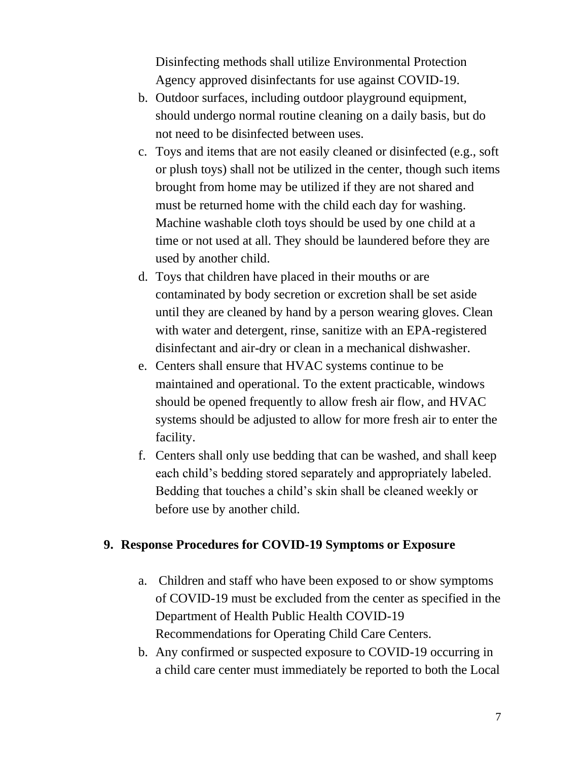Disinfecting methods shall utilize Environmental Protection Agency approved disinfectants for use against COVID-19.

b. Outdoor surfaces, including outdoor playground equipment, should undergo normal routine cleaning on a daily basis, but do not need to be disinfected between uses.
c. Toys and items that are not easily cleaned or disinfected (e.g., soft or plush toys) shall not be utilized in the center, though such items brought from home may be utilized if they are not shared and must be returned home with the child each day for washing. Machine washable cloth toys should be used by one child at a time or not used at all. They should be laundered before they are used by another child.
d. Toys that children have placed in their mouths or are contaminated by body secretion or excretion shall be set aside until they are cleaned by hand by a person wearing gloves. Clean with water and detergent, rinse, sanitize with an EPA-registered disinfectant and air-dry or clean in a mechanical dishwasher.
e. Centers shall ensure that HVAC systems continue to be maintained and operational. To the extent practicable, windows should be opened frequently to allow fresh air flow, and HVAC systems should be adjusted to allow for more fresh air to enter the facility.
f. Centers shall only use bedding that can be washed, and shall keep each child's bedding stored separately and appropriately labeled. Bedding that touches a child's skin shall be cleaned weekly or before use by another child.

**9. Response Procedures for COVID-19 Symptoms or Exposure**

a. Children and staff who have been exposed to or show symptoms of COVID-19 must be excluded from the center as specified in the Department of Health Public Health COVID-19 Recommendations for Operating Child Care Centers.
b. Any confirmed or suspected exposure to COVID-19 occurring in a child care center must immediately be reported to both the Local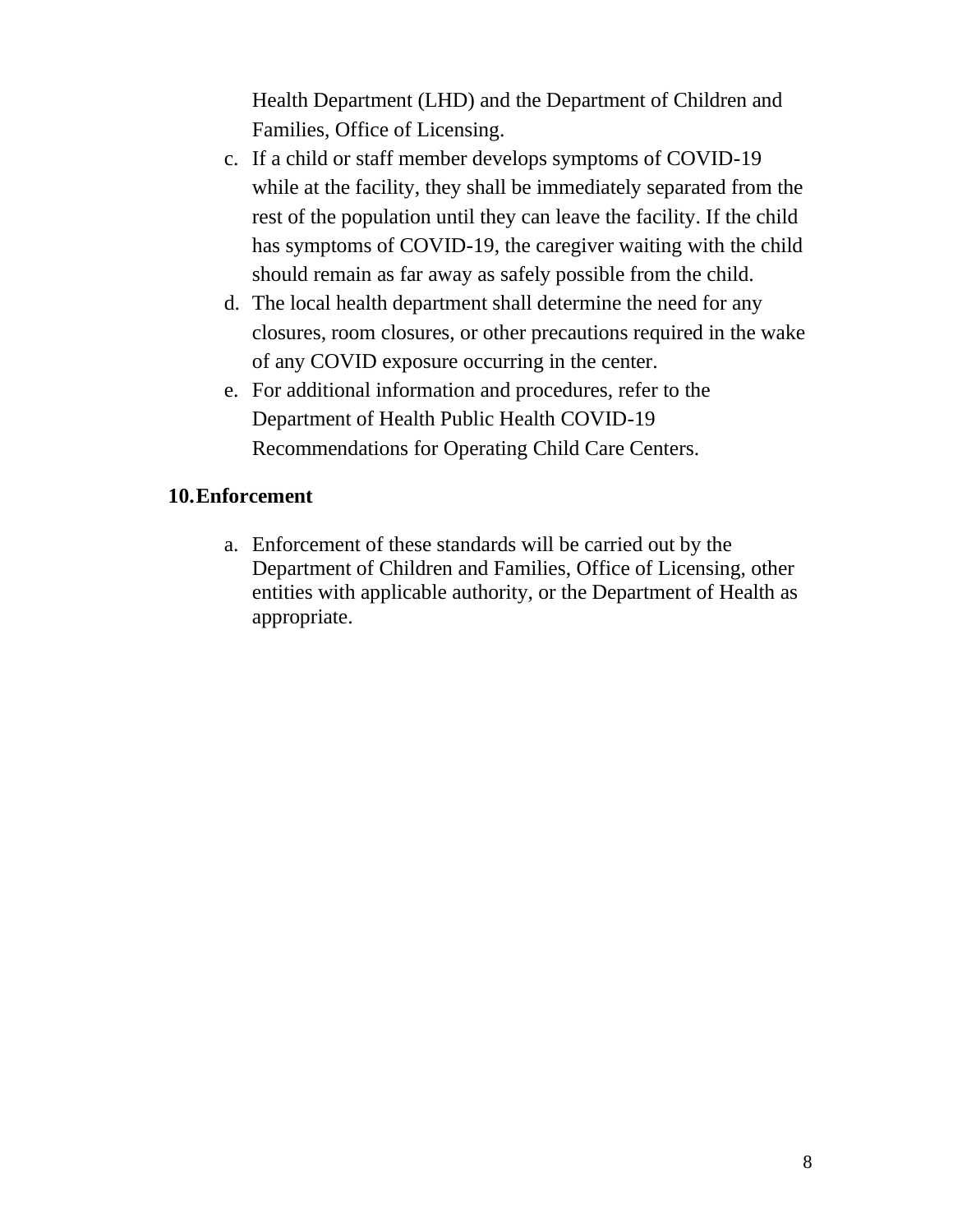Health Department (LHD) and the Department of Children and Families, Office of Licensing.

c. If a child or staff member develops symptoms of COVID-19 while at the facility, they shall be immediately separated from the rest of the population until they can leave the facility. If the child has symptoms of COVID-19, the caregiver waiting with the child should remain as far away as safely possible from the child.
d. The local health department shall determine the need for any closures, room closures, or other precautions required in the wake of any COVID exposure occurring in the center.
e. For additional information and procedures, refer to the Department of Health Public Health COVID-19 Recommendations for Operating Child Care Centers.

**10. Enforcement**

a. Enforcement of these standards will be carried out by the Department of Children and Families, Office of Licensing, other entities with applicable authority, or the Department of Health as appropriate.